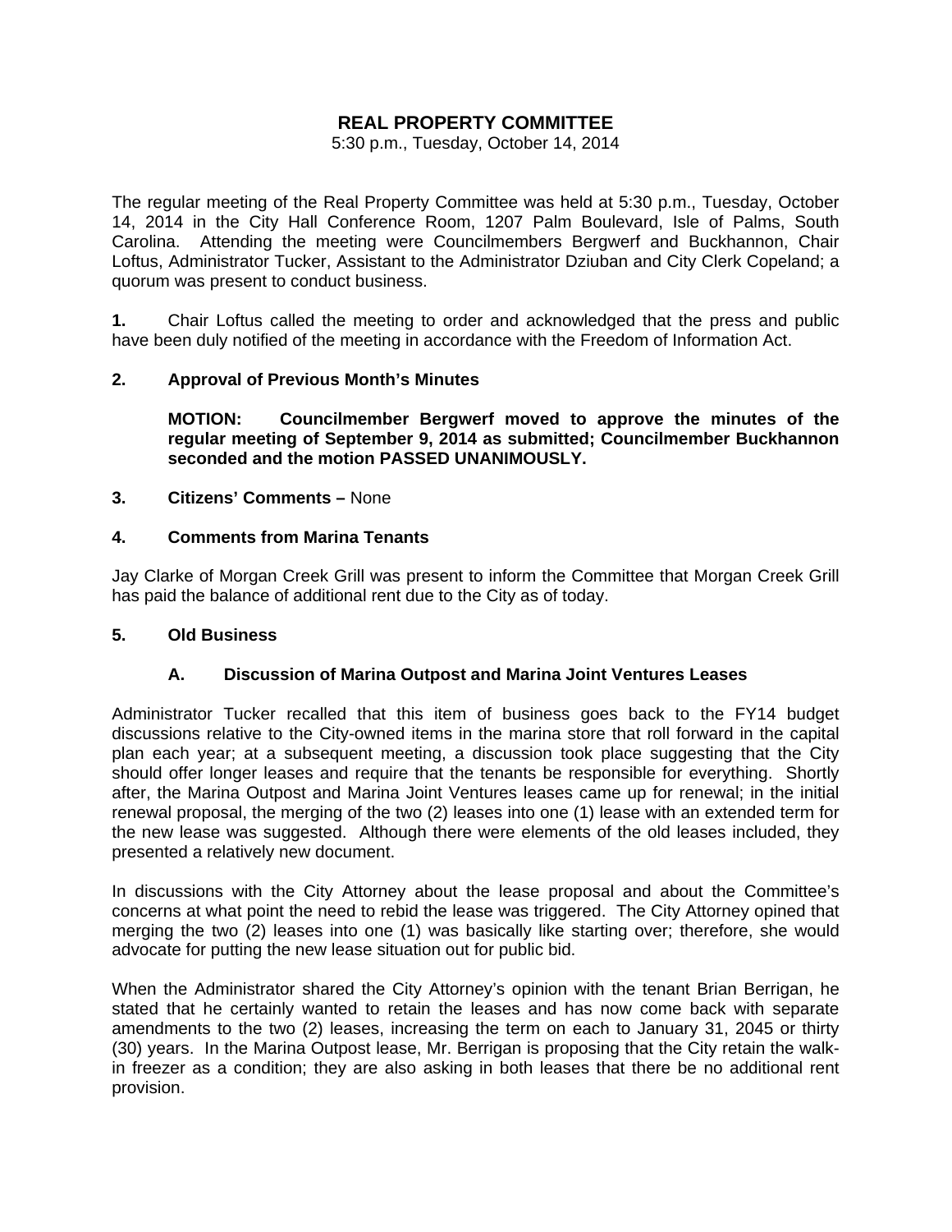# REAL PROPERTY COMMITTEE

5:30 p.m., Tuesday, October 14, 2014

The regular meeting of the Real Property Committee was held at 5:30 p.m., Tuesday, October 14, 2014 in the City Hall Conference Room, 1207 Palm Boulevard, Isle of Palms, South Carolina. Attending the meeting were Councilmembers Bergwerf and Buckhannon, Chair Loftus, Administrator Tucker, Assistant to the Administrator Dziuban and City Clerk Copeland; a quorum was present to conduct business.

**1.** Chair Loftus called the meeting to order and acknowledged that the press and public have been duly notified of the meeting in accordance with the Freedom of Information Act.

**2. Approval of Previous Month's Minutes**

**MOTION: Councilmember Bergwerf moved to approve the minutes of the regular meeting of September 9, 2014 as submitted; Councilmember Buckhannon seconded and the motion PASSED UNANIMOUSLY.**

**3. Citizens' Comments –** None

**4. Comments from Marina Tenants**

Jay Clarke of Morgan Creek Grill was present to inform the Committee that Morgan Creek Grill has paid the balance of additional rent due to the City as of today.

**5. Old Business**

**A. Discussion of Marina Outpost and Marina Joint Ventures Leases**

Administrator Tucker recalled that this item of business goes back to the FY14 budget discussions relative to the City-owned items in the marina store that roll forward in the capital plan each year; at a subsequent meeting, a discussion took place suggesting that the City should offer longer leases and require that the tenants be responsible for everything. Shortly after, the Marina Outpost and Marina Joint Ventures leases came up for renewal; in the initial renewal proposal, the merging of the two (2) leases into one (1) lease with an extended term for the new lease was suggested. Although there were elements of the old leases included, they presented a relatively new document.

In discussions with the City Attorney about the lease proposal and about the Committee's concerns at what point the need to rebid the lease was triggered. The City Attorney opined that merging the two (2) leases into one (1) was basically like starting over; therefore, she would advocate for putting the new lease situation out for public bid.

When the Administrator shared the City Attorney's opinion with the tenant Brian Berrigan, he stated that he certainly wanted to retain the leases and has now come back with separate amendments to the two (2) leases, increasing the term on each to January 31, 2045 or thirty (30) years. In the Marina Outpost lease, Mr. Berrigan is proposing that the City retain the walk-in freezer as a condition; they are also asking in both leases that there be no additional rent provision.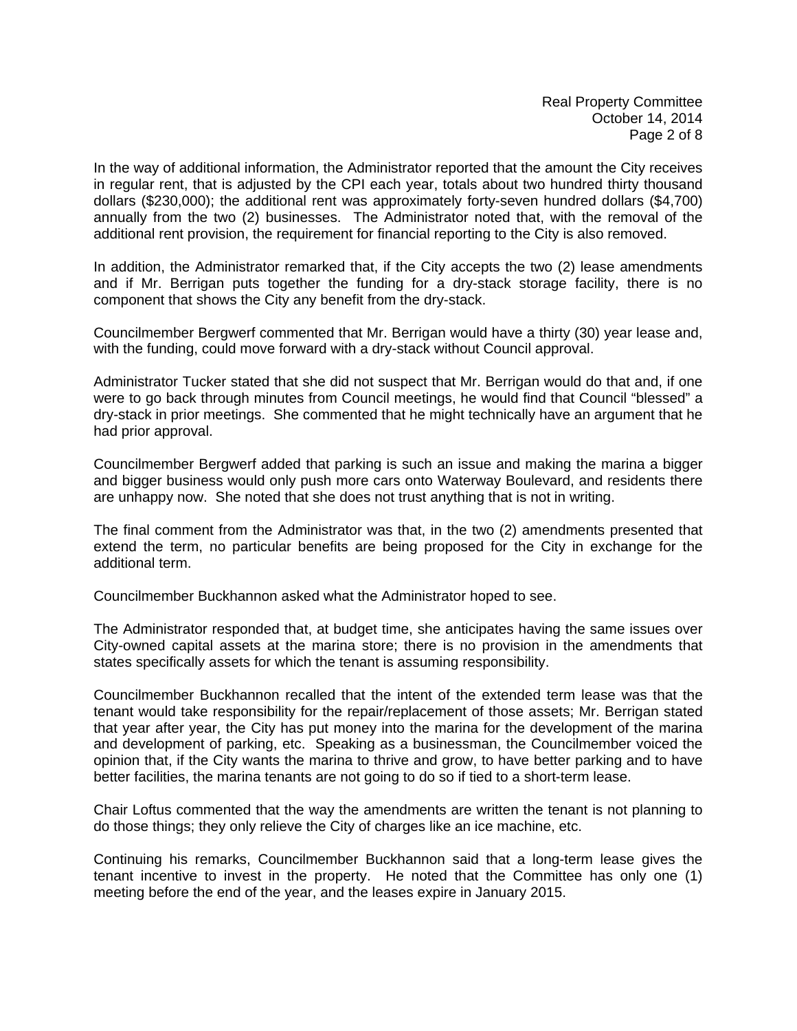In the way of additional information, the Administrator reported that the amount the City receives in regular rent, that is adjusted by the CPI each year, totals about two hundred thirty thousand dollars ($230,000); the additional rent was approximately forty-seven hundred dollars ($4,700) annually from the two (2) businesses. The Administrator noted that, with the removal of the additional rent provision, the requirement for financial reporting to the City is also removed.

In addition, the Administrator remarked that, if the City accepts the two (2) lease amendments and if Mr. Berrigan puts together the funding for a dry-stack storage facility, there is no component that shows the City any benefit from the dry-stack.

Councilmember Bergwerf commented that Mr. Berrigan would have a thirty (30) year lease and, with the funding, could move forward with a dry-stack without Council approval.

Administrator Tucker stated that she did not suspect that Mr. Berrigan would do that and, if one were to go back through minutes from Council meetings, he would find that Council "blessed" a dry-stack in prior meetings. She commented that he might technically have an argument that he had prior approval.

Councilmember Bergwerf added that parking is such an issue and making the marina a bigger and bigger business would only push more cars onto Waterway Boulevard, and residents there are unhappy now. She noted that she does not trust anything that is not in writing.

The final comment from the Administrator was that, in the two (2) amendments presented that extend the term, no particular benefits are being proposed for the City in exchange for the additional term.

Councilmember Buckhannon asked what the Administrator hoped to see.

The Administrator responded that, at budget time, she anticipates having the same issues over City-owned capital assets at the marina store; there is no provision in the amendments that states specifically assets for which the tenant is assuming responsibility.

Councilmember Buckhannon recalled that the intent of the extended term lease was that the tenant would take responsibility for the repair/replacement of those assets; Mr. Berrigan stated that year after year, the City has put money into the marina for the development of the marina and development of parking, etc. Speaking as a businessman, the Councilmember voiced the opinion that, if the City wants the marina to thrive and grow, to have better parking and to have better facilities, the marina tenants are not going to do so if tied to a short-term lease.

Chair Loftus commented that the way the amendments are written the tenant is not planning to do those things; they only relieve the City of charges like an ice machine, etc.

Continuing his remarks, Councilmember Buckhannon said that a long-term lease gives the tenant incentive to invest in the property. He noted that the Committee has only one (1) meeting before the end of the year, and the leases expire in January 2015.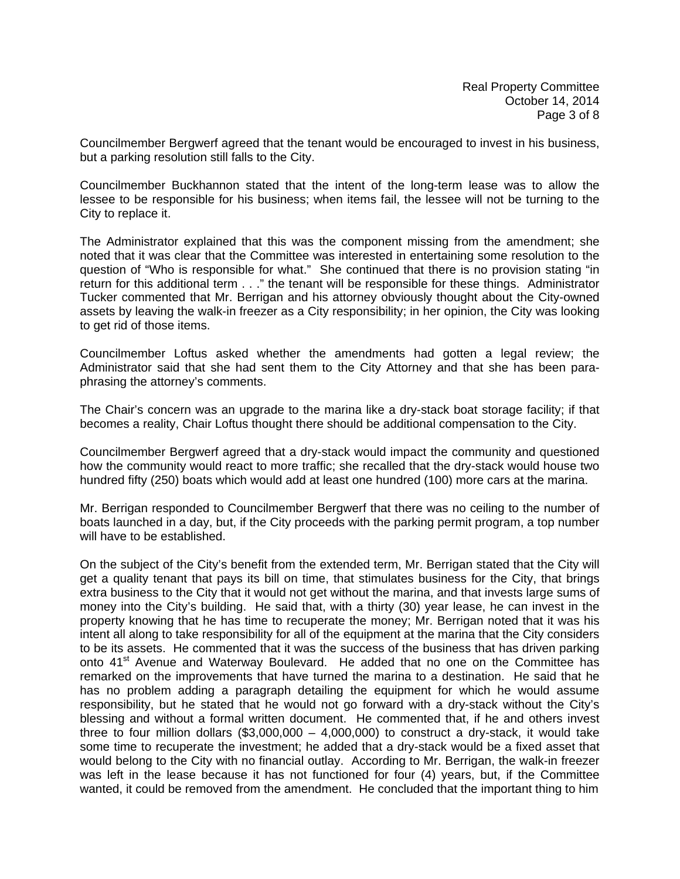Councilmember Bergwerf agreed that the tenant would be encouraged to invest in his business, but a parking resolution still falls to the City.

Councilmember Buckhannon stated that the intent of the long-term lease was to allow the lessee to be responsible for his business; when items fail, the lessee will not be turning to the City to replace it.

The Administrator explained that this was the component missing from the amendment; she noted that it was clear that the Committee was interested in entertaining some resolution to the question of "Who is responsible for what." She continued that there is no provision stating "in return for this additional term . . ." the tenant will be responsible for these things. Administrator Tucker commented that Mr. Berrigan and his attorney obviously thought about the City-owned assets by leaving the walk-in freezer as a City responsibility; in her opinion, the City was looking to get rid of those items.

Councilmember Loftus asked whether the amendments had gotten a legal review; the Administrator said that she had sent them to the City Attorney and that she has been para-phrasing the attorney's comments.

The Chair's concern was an upgrade to the marina like a dry-stack boat storage facility; if that becomes a reality, Chair Loftus thought there should be additional compensation to the City.

Councilmember Bergwerf agreed that a dry-stack would impact the community and questioned how the community would react to more traffic; she recalled that the dry-stack would house two hundred fifty (250) boats which would add at least one hundred (100) more cars at the marina.

Mr. Berrigan responded to Councilmember Bergwerf that there was no ceiling to the number of boats launched in a day, but, if the City proceeds with the parking permit program, a top number will have to be established.

On the subject of the City's benefit from the extended term, Mr. Berrigan stated that the City will get a quality tenant that pays its bill on time, that stimulates business for the City, that brings extra business to the City that it would not get without the marina, and that invests large sums of money into the City's building. He said that, with a thirty (30) year lease, he can invest in the property knowing that he has time to recuperate the money; Mr. Berrigan noted that it was his intent all along to take responsibility for all of the equipment at the marina that the City considers to be its assets. He commented that it was the success of the business that has driven parking onto 41st Avenue and Waterway Boulevard. He added that no one on the Committee has remarked on the improvements that have turned the marina to a destination. He said that he has no problem adding a paragraph detailing the equipment for which he would assume responsibility, but he stated that he would not go forward with a dry-stack without the City's blessing and without a formal written document. He commented that, if he and others invest three to four million dollars ($3,000,000 – 4,000,000) to construct a dry-stack, it would take some time to recuperate the investment; he added that a dry-stack would be a fixed asset that would belong to the City with no financial outlay. According to Mr. Berrigan, the walk-in freezer was left in the lease because it has not functioned for four (4) years, but, if the Committee wanted, it could be removed from the amendment. He concluded that the important thing to him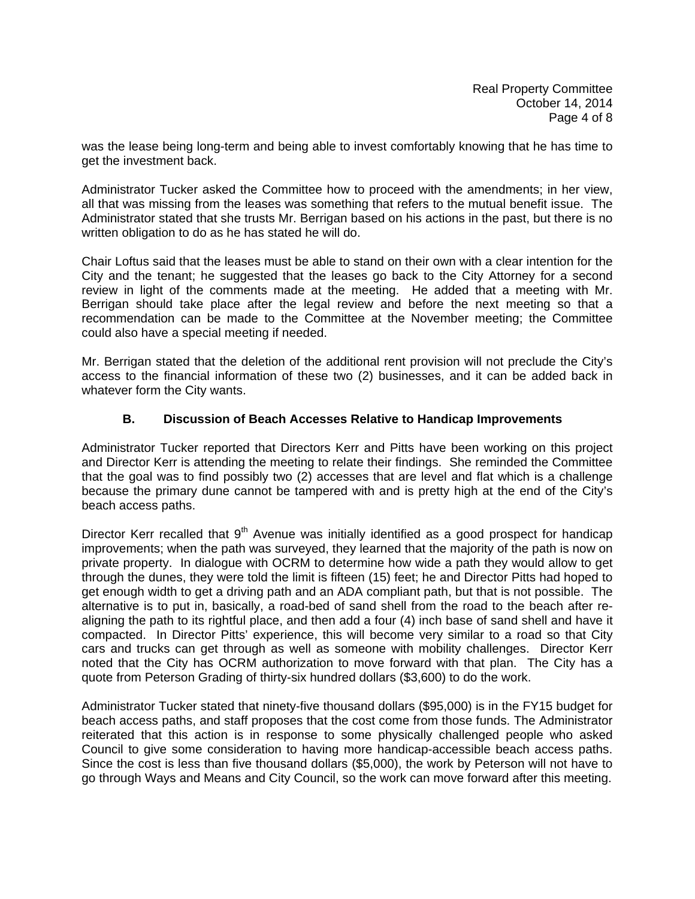was the lease being long-term and being able to invest comfortably knowing that he has time to get the investment back.

Administrator Tucker asked the Committee how to proceed with the amendments; in her view, all that was missing from the leases was something that refers to the mutual benefit issue. The Administrator stated that she trusts Mr. Berrigan based on his actions in the past, but there is no written obligation to do as he has stated he will do.

Chair Loftus said that the leases must be able to stand on their own with a clear intention for the City and the tenant; he suggested that the leases go back to the City Attorney for a second review in light of the comments made at the meeting. He added that a meeting with Mr. Berrigan should take place after the legal review and before the next meeting so that a recommendation can be made to the Committee at the November meeting; the Committee could also have a special meeting if needed.

Mr. Berrigan stated that the deletion of the additional rent provision will not preclude the City's access to the financial information of these two (2) businesses, and it can be added back in whatever form the City wants.

### B. Discussion of Beach Accesses Relative to Handicap Improvements

Administrator Tucker reported that Directors Kerr and Pitts have been working on this project and Director Kerr is attending the meeting to relate their findings. She reminded the Committee that the goal was to find possibly two (2) accesses that are level and flat which is a challenge because the primary dune cannot be tampered with and is pretty high at the end of the City's beach access paths.

Director Kerr recalled that 9th Avenue was initially identified as a good prospect for handicap improvements; when the path was surveyed, they learned that the majority of the path is now on private property. In dialogue with OCRM to determine how wide a path they would allow to get through the dunes, they were told the limit is fifteen (15) feet; he and Director Pitts had hoped to get enough width to get a driving path and an ADA compliant path, but that is not possible. The alternative is to put in, basically, a road-bed of sand shell from the road to the beach after re-aligning the path to its rightful place, and then add a four (4) inch base of sand shell and have it compacted. In Director Pitts' experience, this will become very similar to a road so that City cars and trucks can get through as well as someone with mobility challenges. Director Kerr noted that the City has OCRM authorization to move forward with that plan. The City has a quote from Peterson Grading of thirty-six hundred dollars ($3,600) to do the work.

Administrator Tucker stated that ninety-five thousand dollars ($95,000) is in the FY15 budget for beach access paths, and staff proposes that the cost come from those funds. The Administrator reiterated that this action is in response to some physically challenged people who asked Council to give some consideration to having more handicap-accessible beach access paths. Since the cost is less than five thousand dollars ($5,000), the work by Peterson will not have to go through Ways and Means and City Council, so the work can move forward after this meeting.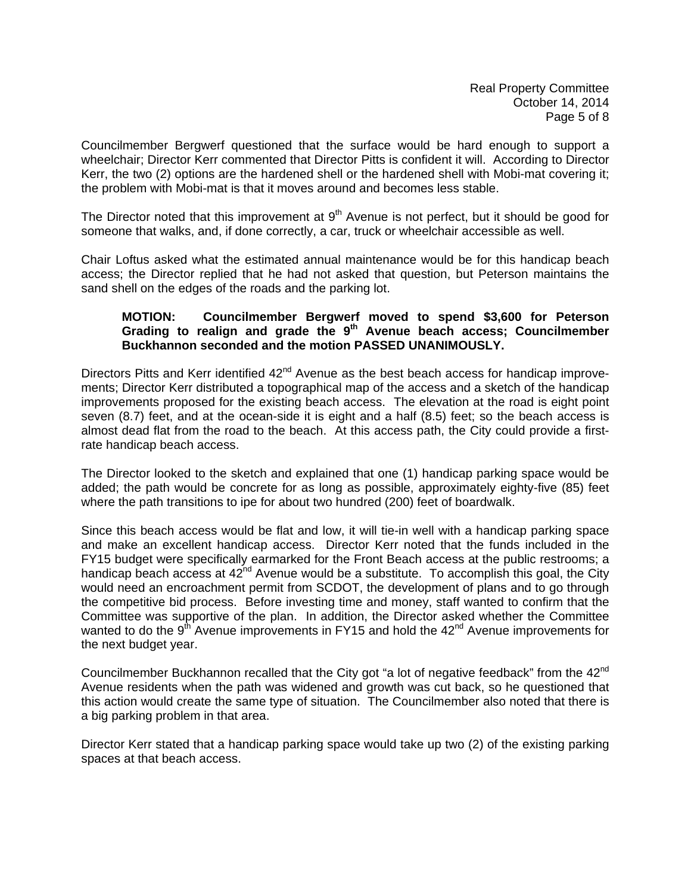Councilmember Bergwerf questioned that the surface would be hard enough to support a wheelchair; Director Kerr commented that Director Pitts is confident it will. According to Director Kerr, the two (2) options are the hardened shell or the hardened shell with Mobi-mat covering it; the problem with Mobi-mat is that it moves around and becomes less stable.

The Director noted that this improvement at 9th Avenue is not perfect, but it should be good for someone that walks, and, if done correctly, a car, truck or wheelchair accessible as well.

Chair Loftus asked what the estimated annual maintenance would be for this handicap beach access; the Director replied that he had not asked that question, but Peterson maintains the sand shell on the edges of the roads and the parking lot.

> **MOTION: Councilmember Bergwerf moved to spend \$3,600 for Peterson Grading to realign and grade the 9th Avenue beach access; Councilmember Buckhannon seconded and the motion PASSED UNANIMOUSLY.**

Directors Pitts and Kerr identified 42nd Avenue as the best beach access for handicap improvements; Director Kerr distributed a topographical map of the access and a sketch of the handicap improvements proposed for the existing beach access. The elevation at the road is eight point seven (8.7) feet, and at the ocean-side it is eight and a half (8.5) feet; so the beach access is almost dead flat from the road to the beach. At this access path, the City could provide a first-rate handicap beach access.

The Director looked to the sketch and explained that one (1) handicap parking space would be added; the path would be concrete for as long as possible, approximately eighty-five (85) feet where the path transitions to ipe for about two hundred (200) feet of boardwalk.

Since this beach access would be flat and low, it will tie-in well with a handicap parking space and make an excellent handicap access. Director Kerr noted that the funds included in the FY15 budget were specifically earmarked for the Front Beach access at the public restrooms; a handicap beach access at 42nd Avenue would be a substitute. To accomplish this goal, the City would need an encroachment permit from SCDOT, the development of plans and to go through the competitive bid process. Before investing time and money, staff wanted to confirm that the Committee was supportive of the plan. In addition, the Director asked whether the Committee wanted to do the 9th Avenue improvements in FY15 and hold the 42nd Avenue improvements for the next budget year.

Councilmember Buckhannon recalled that the City got "a lot of negative feedback" from the 42nd Avenue residents when the path was widened and growth was cut back, so he questioned that this action would create the same type of situation. The Councilmember also noted that there is a big parking problem in that area.

Director Kerr stated that a handicap parking space would take up two (2) of the existing parking spaces at that beach access.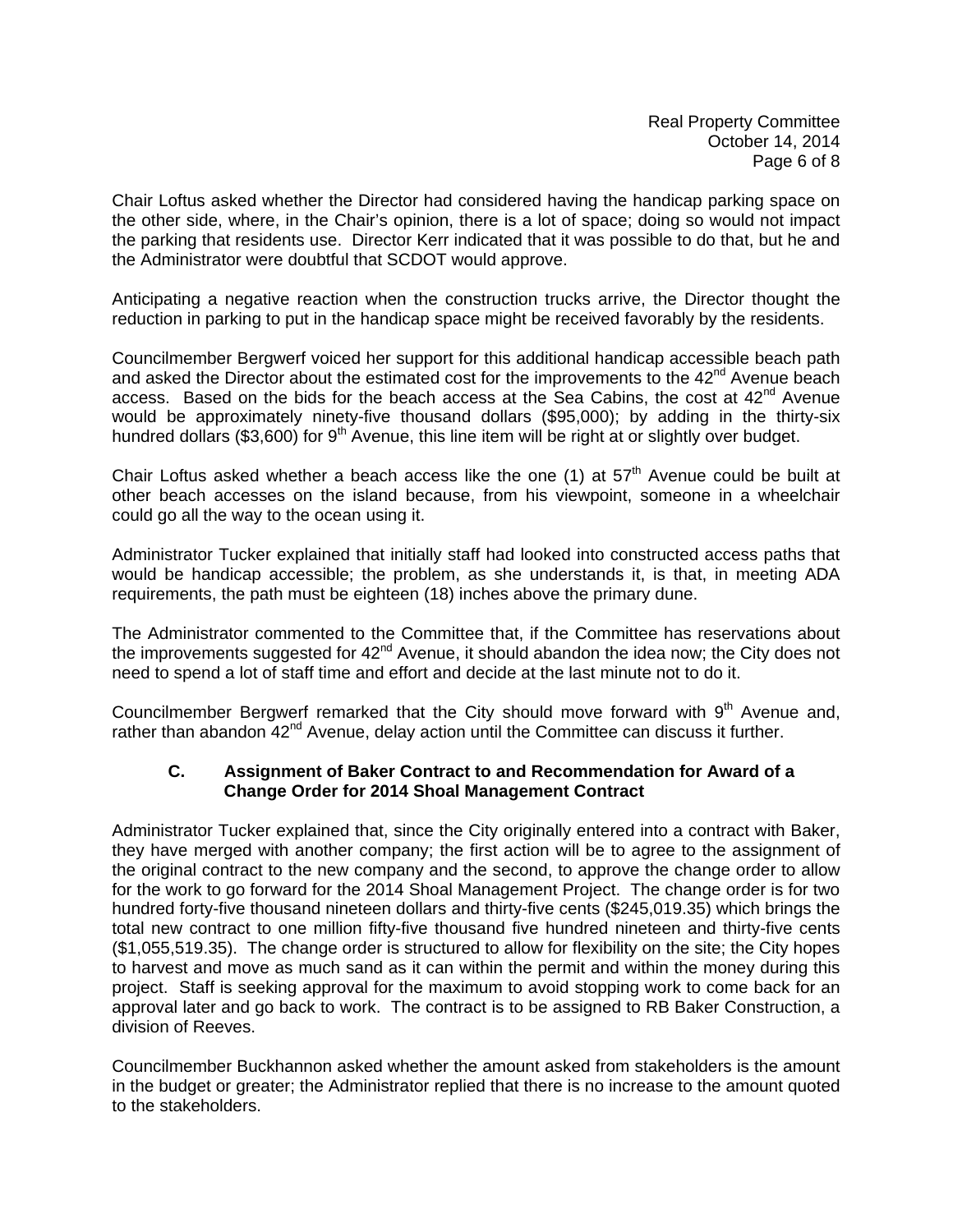Chair Loftus asked whether the Director had considered having the handicap parking space on the other side, where, in the Chair's opinion, there is a lot of space; doing so would not impact the parking that residents use. Director Kerr indicated that it was possible to do that, but he and the Administrator were doubtful that SCDOT would approve.

Anticipating a negative reaction when the construction trucks arrive, the Director thought the reduction in parking to put in the handicap space might be received favorably by the residents.

Councilmember Bergwerf voiced her support for this additional handicap accessible beach path and asked the Director about the estimated cost for the improvements to the 42nd Avenue beach access. Based on the bids for the beach access at the Sea Cabins, the cost at 42nd Avenue would be approximately ninety-five thousand dollars ($95,000); by adding in the thirty-six hundred dollars ($3,600) for 9th Avenue, this line item will be right at or slightly over budget.

Chair Loftus asked whether a beach access like the one (1) at 57th Avenue could be built at other beach accesses on the island because, from his viewpoint, someone in a wheelchair could go all the way to the ocean using it.

Administrator Tucker explained that initially staff had looked into constructed access paths that would be handicap accessible; the problem, as she understands it, is that, in meeting ADA requirements, the path must be eighteen (18) inches above the primary dune.

The Administrator commented to the Committee that, if the Committee has reservations about the improvements suggested for 42nd Avenue, it should abandon the idea now; the City does not need to spend a lot of staff time and effort and decide at the last minute not to do it.

Councilmember Bergwerf remarked that the City should move forward with 9th Avenue and, rather than abandon 42nd Avenue, delay action until the Committee can discuss it further.

### C. Assignment of Baker Contract to and Recommendation for Award of a Change Order for 2014 Shoal Management Contract

Administrator Tucker explained that, since the City originally entered into a contract with Baker, they have merged with another company; the first action will be to agree to the assignment of the original contract to the new company and the second, to approve the change order to allow for the work to go forward for the 2014 Shoal Management Project. The change order is for two hundred forty-five thousand nineteen dollars and thirty-five cents ($245,019.35) which brings the total new contract to one million fifty-five thousand five hundred nineteen and thirty-five cents ($1,055,519.35). The change order is structured to allow for flexibility on the site; the City hopes to harvest and move as much sand as it can within the permit and within the money during this project. Staff is seeking approval for the maximum to avoid stopping work to come back for an approval later and go back to work. The contract is to be assigned to RB Baker Construction, a division of Reeves.

Councilmember Buckhannon asked whether the amount asked from stakeholders is the amount in the budget or greater; the Administrator replied that there is no increase to the amount quoted to the stakeholders.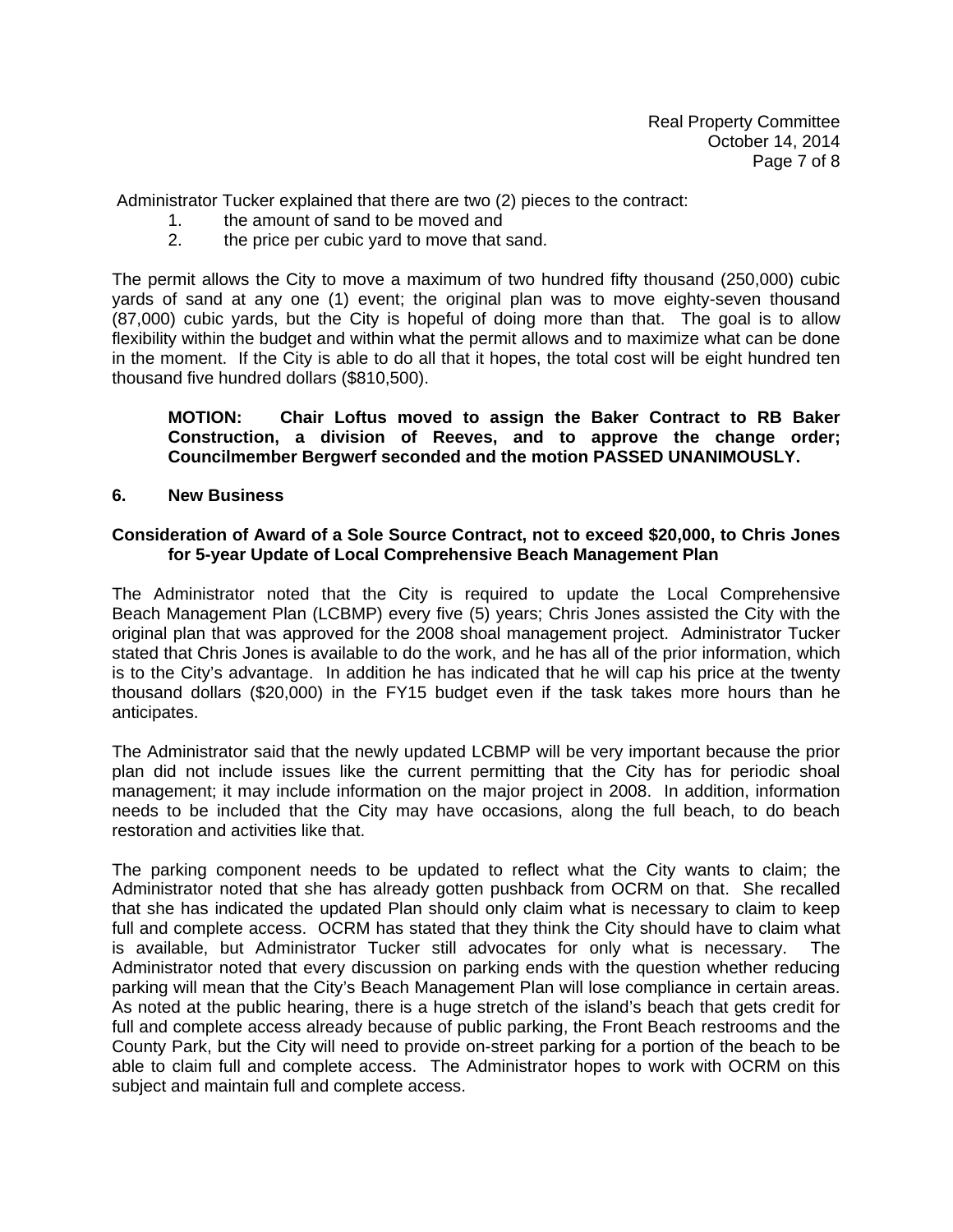Administrator Tucker explained that there are two (2) pieces to the contract:

1. the amount of sand to be moved and
2. the price per cubic yard to move that sand.

The permit allows the City to move a maximum of two hundred fifty thousand (250,000) cubic yards of sand at any one (1) event; the original plan was to move eighty-seven thousand (87,000) cubic yards, but the City is hopeful of doing more than that. The goal is to allow flexibility within the budget and within what the permit allows and to maximize what can be done in the moment. If the City is able to do all that it hopes, the total cost will be eight hundred ten thousand five hundred dollars ($810,500).

> **MOTION: Chair Loftus moved to assign the Baker Contract to RB Baker Construction, a division of Reeves, and to approve the change order; Councilmember Bergwerf seconded and the motion PASSED UNANIMOUSLY.**

**6. New Business**

**Consideration of Award of a Sole Source Contract, not to exceed $20,000, to Chris Jones for 5-year Update of Local Comprehensive Beach Management Plan**

The Administrator noted that the City is required to update the Local Comprehensive Beach Management Plan (LCBMP) every five (5) years; Chris Jones assisted the City with the original plan that was approved for the 2008 shoal management project. Administrator Tucker stated that Chris Jones is available to do the work, and he has all of the prior information, which is to the City's advantage. In addition he has indicated that he will cap his price at the twenty thousand dollars ($20,000) in the FY15 budget even if the task takes more hours than he anticipates.

The Administrator said that the newly updated LCBMP will be very important because the prior plan did not include issues like the current permitting that the City has for periodic shoal management; it may include information on the major project in 2008. In addition, information needs to be included that the City may have occasions, along the full beach, to do beach restoration and activities like that.

The parking component needs to be updated to reflect what the City wants to claim; the Administrator noted that she has already gotten pushback from OCRM on that. She recalled that she has indicated the updated Plan should only claim what is necessary to claim to keep full and complete access. OCRM has stated that they think the City should have to claim what is available, but Administrator Tucker still advocates for only what is necessary. The Administrator noted that every discussion on parking ends with the question whether reducing parking will mean that the City's Beach Management Plan will lose compliance in certain areas. As noted at the public hearing, there is a huge stretch of the island's beach that gets credit for full and complete access already because of public parking, the Front Beach restrooms and the County Park, but the City will need to provide on-street parking for a portion of the beach to be able to claim full and complete access. The Administrator hopes to work with OCRM on this subject and maintain full and complete access.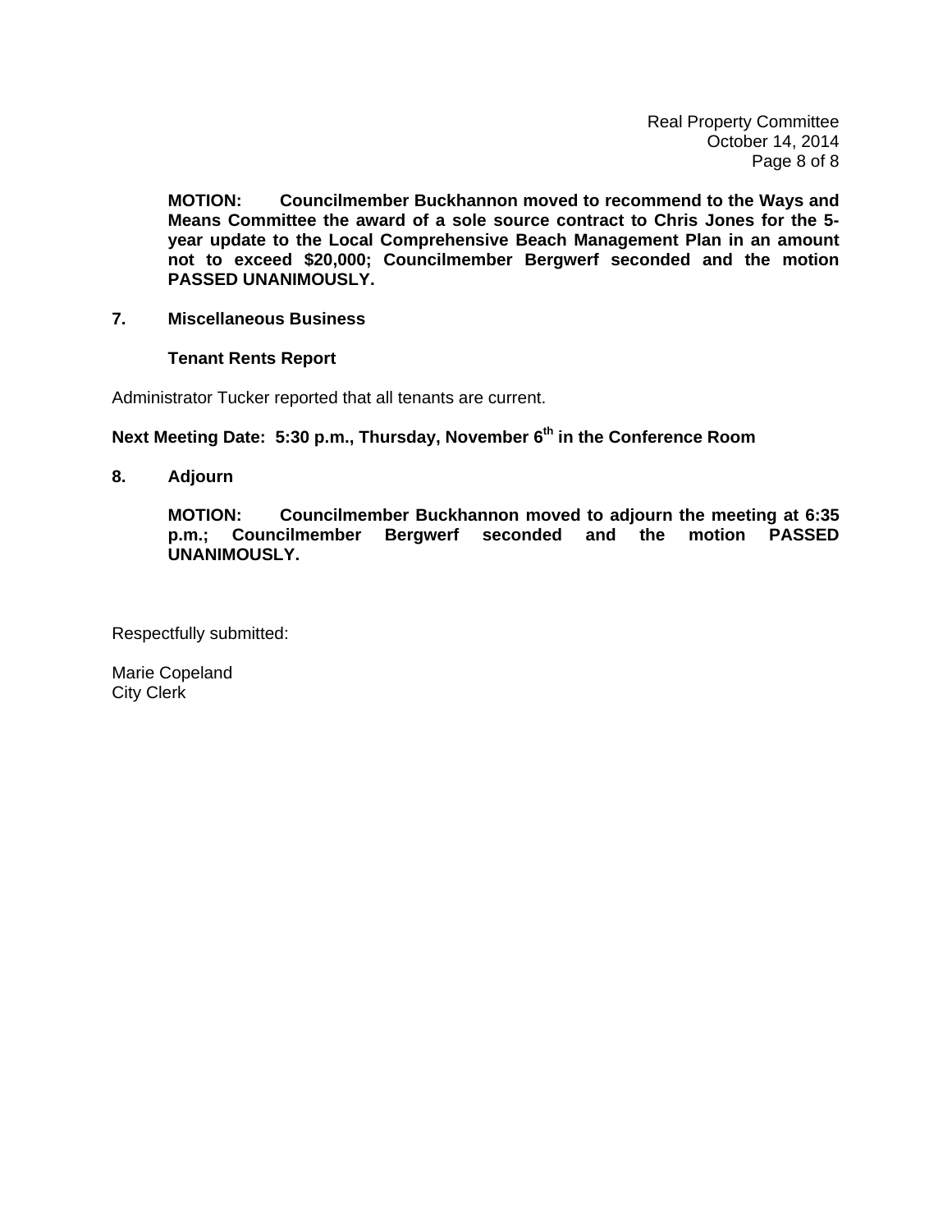**MOTION: Councilmember Buckhannon moved to recommend to the Ways and Means Committee the award of a sole source contract to Chris Jones for the 5-year update to the Local Comprehensive Beach Management Plan in an amount not to exceed $20,000; Councilmember Bergwerf seconded and the motion PASSED UNANIMOUSLY.**

**7. Miscellaneous Business**

**Tenant Rents Report**

Administrator Tucker reported that all tenants are current.

**Next Meeting Date: 5:30 p.m., Thursday, November 6th in the Conference Room**

**8. Adjourn**

**MOTION: Councilmember Buckhannon moved to adjourn the meeting at 6:35 p.m.; Councilmember Bergwerf seconded and the motion PASSED UNANIMOUSLY.**

Respectfully submitted:

Marie Copeland
City Clerk